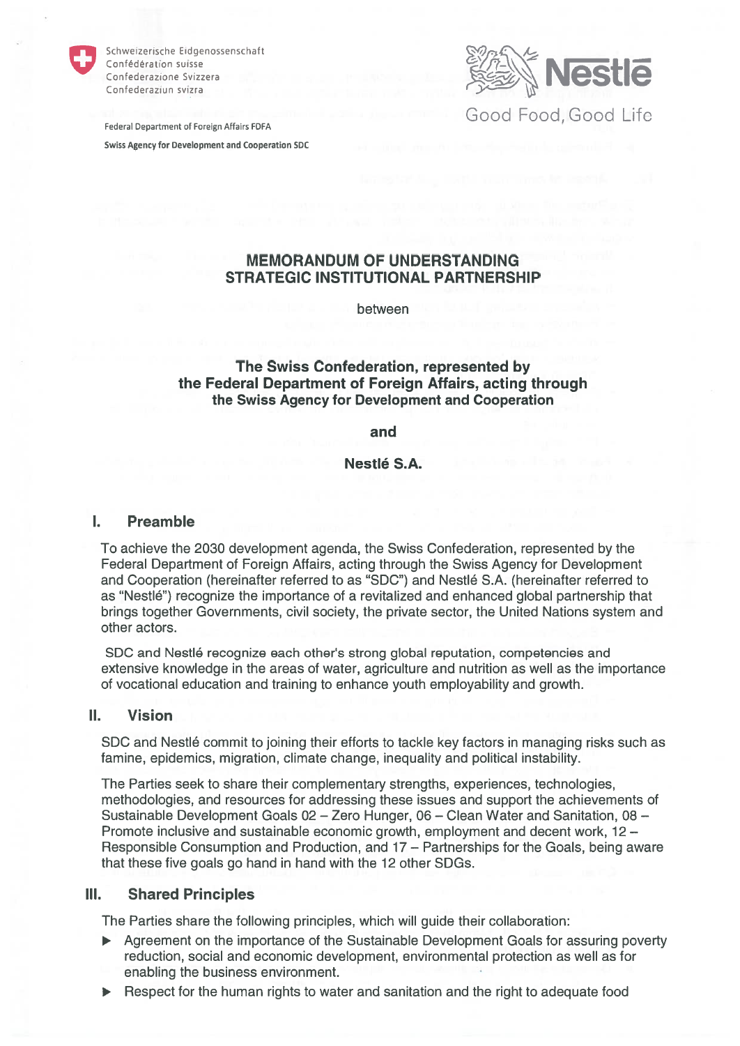Schweizerische Eidgenossenschaft
Confédération suisse
Confederazione Svizzera
Confederaziun svizra

Federal Department of Foreign Affairs FDFA

Swiss Agency for Development and Cooperation SDC

Nestlé

Good Food, Good Life

# MEMORANDUM OF UNDERSTANDING
# STRATEGIC INSTITUTIONAL PARTNERSHIP

between

**The Swiss Confederation, represented by the Federal Department of Foreign Affairs, acting through the Swiss Agency for Development and Cooperation**

**and**

**Nestlé S.A.**

## I. Preamble

To achieve the 2030 development agenda, the Swiss Confederation, represented by the Federal Department of Foreign Affairs, acting through the Swiss Agency for Development and Cooperation (hereinafter referred to as "SDC") and Nestlé S.A. (hereinafter referred to as "Nestlé") recognize the importance of a revitalized and enhanced global partnership that brings together Governments, civil society, the private sector, the United Nations system and other actors.

SDC and Nestlé recognize each other's strong global reputation, competencies and extensive knowledge in the areas of water, agriculture and nutrition as well as the importance of vocational education and training to enhance youth employability and growth.

## II. Vision

SDC and Nestlé commit to joining their efforts to tackle key factors in managing risks such as famine, epidemics, migration, climate change, inequality and political instability.

The Parties seek to share their complementary strengths, experiences, technologies, methodologies, and resources for addressing these issues and support the achievements of Sustainable Development Goals 02 – Zero Hunger, 06 – Clean Water and Sanitation, 08 – Promote inclusive and sustainable economic growth, employment and decent work, 12 – Responsible Consumption and Production, and 17 – Partnerships for the Goals, being aware that these five goals go hand in hand with the 12 other SDGs.

## III. Shared Principles

The Parties share the following principles, which will guide their collaboration:

- Agreement on the importance of the Sustainable Development Goals for assuring poverty reduction, social and economic development, environmental protection as well as for enabling the business environment.
- Respect for the human rights to water and sanitation and the right to adequate food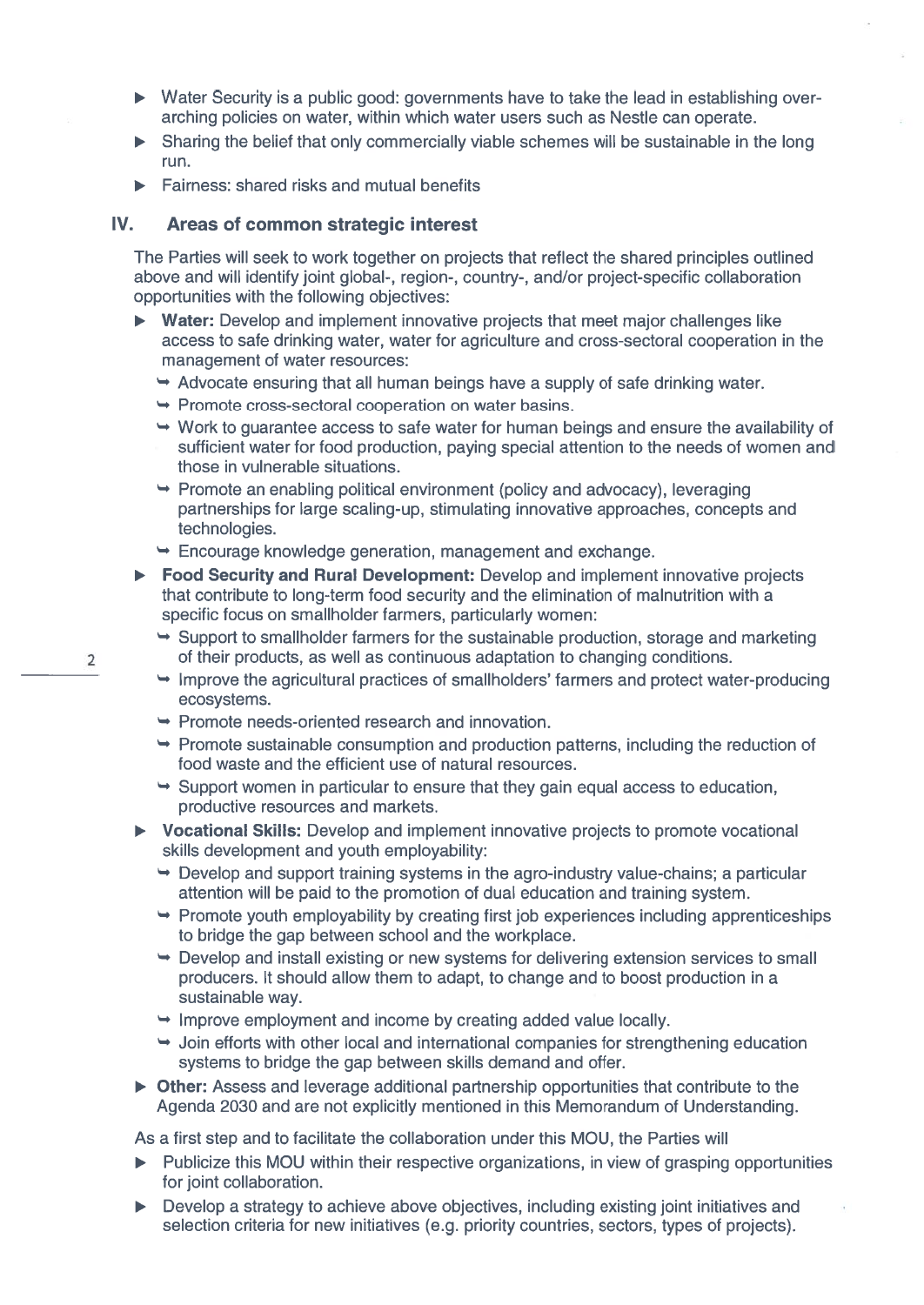- Water Security is a public good: governments have to take the lead in establishing over-arching policies on water, within which water users such as Nestle can operate.
- Sharing the belief that only commercially viable schemes will be sustainable in the long run.
- Fairness: shared risks and mutual benefits

## IV. Areas of common strategic interest

The Parties will seek to work together on projects that reflect the shared principles outlined above and will identify joint global-, region-, country-, and/or project-specific collaboration opportunities with the following objectives:

- **Water:** Develop and implement innovative projects that meet major challenges like access to safe drinking water, water for agriculture and cross-sectoral cooperation in the management of water resources:
  - Advocate ensuring that all human beings have a supply of safe drinking water.
  - Promote cross-sectoral cooperation on water basins.
  - Work to guarantee access to safe water for human beings and ensure the availability of sufficient water for food production, paying special attention to the needs of women and those in vulnerable situations.
  - Promote an enabling political environment (policy and advocacy), leveraging partnerships for large scaling-up, stimulating innovative approaches, concepts and technologies.
  - Encourage knowledge generation, management and exchange.
- **Food Security and Rural Development:** Develop and implement innovative projects that contribute to long-term food security and the elimination of malnutrition with a specific focus on smallholder farmers, particularly women:
  - Support to smallholder farmers for the sustainable production, storage and marketing of their products, as well as continuous adaptation to changing conditions.
  - Improve the agricultural practices of smallholders' farmers and protect water-producing ecosystems.
  - Promote needs-oriented research and innovation.
  - Promote sustainable consumption and production patterns, including the reduction of food waste and the efficient use of natural resources.
  - Support women in particular to ensure that they gain equal access to education, productive resources and markets.
- **Vocational Skills:** Develop and implement innovative projects to promote vocational skills development and youth employability:
  - Develop and support training systems in the agro-industry value-chains; a particular attention will be paid to the promotion of dual education and training system.
  - Promote youth employability by creating first job experiences including apprenticeships to bridge the gap between school and the workplace.
  - Develop and install existing or new systems for delivering extension services to small producers. It should allow them to adapt, to change and to boost production in a sustainable way.
  - Improve employment and income by creating added value locally.
  - Join efforts with other local and international companies for strengthening education systems to bridge the gap between skills demand and offer.
- **Other:** Assess and leverage additional partnership opportunities that contribute to the Agenda 2030 and are not explicitly mentioned in this Memorandum of Understanding.

As a first step and to facilitate the collaboration under this MOU, the Parties will

- Publicize this MOU within their respective organizations, in view of grasping opportunities for joint collaboration.
- Develop a strategy to achieve above objectives, including existing joint initiatives and selection criteria for new initiatives (e.g. priority countries, sectors, types of projects).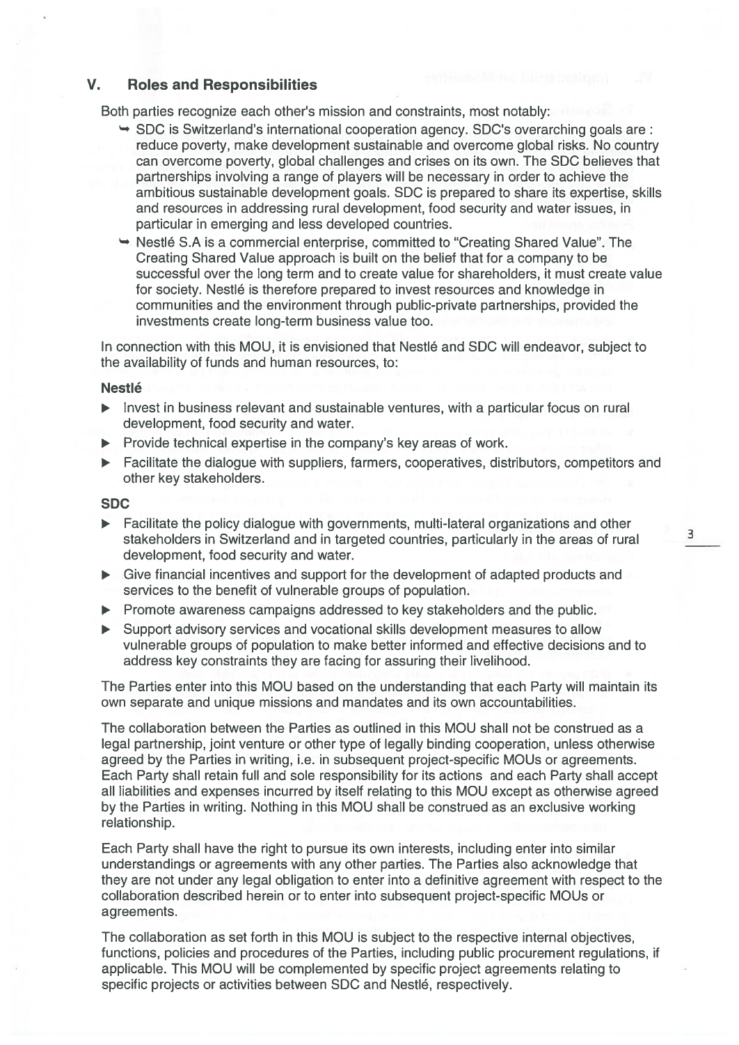## V. Roles and Responsibilities

Both parties recognize each other's mission and constraints, most notably:

- SDC is Switzerland's international cooperation agency. SDC's overarching goals are : reduce poverty, make development sustainable and overcome global risks. No country can overcome poverty, global challenges and crises on its own. The SDC believes that partnerships involving a range of players will be necessary in order to achieve the ambitious sustainable development goals. SDC is prepared to share its expertise, skills and resources in addressing rural development, food security and water issues, in particular in emerging and less developed countries.
- Nestlé S.A is a commercial enterprise, committed to "Creating Shared Value". The Creating Shared Value approach is built on the belief that for a company to be successful over the long term and to create value for shareholders, it must create value for society. Nestlé is therefore prepared to invest resources and knowledge in communities and the environment through public-private partnerships, provided the investments create long-term business value too.

In connection with this MOU, it is envisioned that Nestlé and SDC will endeavor, subject to the availability of funds and human resources, to:

**Nestlé**

- Invest in business relevant and sustainable ventures, with a particular focus on rural development, food security and water.
- Provide technical expertise in the company's key areas of work.
- Facilitate the dialogue with suppliers, farmers, cooperatives, distributors, competitors and other key stakeholders.

**SDC**

- Facilitate the policy dialogue with governments, multi-lateral organizations and other stakeholders in Switzerland and in targeted countries, particularly in the areas of rural development, food security and water.
- Give financial incentives and support for the development of adapted products and services to the benefit of vulnerable groups of population.
- Promote awareness campaigns addressed to key stakeholders and the public.
- Support advisory services and vocational skills development measures to allow vulnerable groups of population to make better informed and effective decisions and to address key constraints they are facing for assuring their livelihood.

The Parties enter into this MOU based on the understanding that each Party will maintain its own separate and unique missions and mandates and its own accountabilities.

The collaboration between the Parties as outlined in this MOU shall not be construed as a legal partnership, joint venture or other type of legally binding cooperation, unless otherwise agreed by the Parties in writing, i.e. in subsequent project-specific MOUs or agreements. Each Party shall retain full and sole responsibility for its actions and each Party shall accept all liabilities and expenses incurred by itself relating to this MOU except as otherwise agreed by the Parties in writing. Nothing in this MOU shall be construed as an exclusive working relationship.

Each Party shall have the right to pursue its own interests, including enter into similar understandings or agreements with any other parties. The Parties also acknowledge that they are not under any legal obligation to enter into a definitive agreement with respect to the collaboration described herein or to enter into subsequent project-specific MOUs or agreements.

The collaboration as set forth in this MOU is subject to the respective internal objectives, functions, policies and procedures of the Parties, including public procurement regulations, if applicable. This MOU will be complemented by specific project agreements relating to specific projects or activities between SDC and Nestlé, respectively.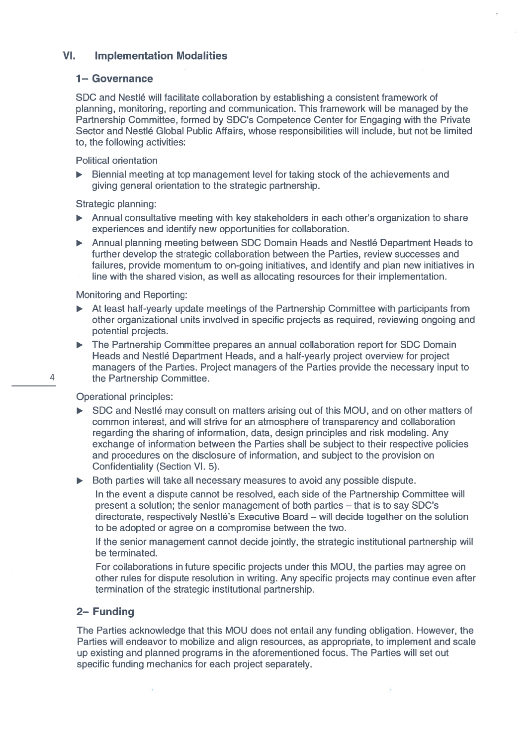## VI. Implementation Modalities

### 1– Governance

SDC and Nestlé will facilitate collaboration by establishing a consistent framework of planning, monitoring, reporting and communication. This framework will be managed by the Partnership Committee, formed by SDC's Competence Center for Engaging with the Private Sector and Nestlé Global Public Affairs, whose responsibilities will include, but not be limited to, the following activities:

Political orientation

- Biennial meeting at top management level for taking stock of the achievements and giving general orientation to the strategic partnership.

Strategic planning:

- Annual consultative meeting with key stakeholders in each other's organization to share experiences and identify new opportunities for collaboration.
- Annual planning meeting between SDC Domain Heads and Nestlé Department Heads to further develop the strategic collaboration between the Parties, review successes and failures, provide momentum to on-going initiatives, and identify and plan new initiatives in line with the shared vision, as well as allocating resources for their implementation.

Monitoring and Reporting:

- At least half-yearly update meetings of the Partnership Committee with participants from other organizational units involved in specific projects as required, reviewing ongoing and potential projects.
- The Partnership Committee prepares an annual collaboration report for SDC Domain Heads and Nestlé Department Heads, and a half-yearly project overview for project managers of the Parties. Project managers of the Parties provide the necessary input to the Partnership Committee.

Operational principles:

- SDC and Nestlé may consult on matters arising out of this MOU, and on other matters of common interest, and will strive for an atmosphere of transparency and collaboration regarding the sharing of information, data, design principles and risk modeling. Any exchange of information between the Parties shall be subject to their respective policies and procedures on the disclosure of information, and subject to the provision on Confidentiality (Section VI. 5).
- Both parties will take all necessary measures to avoid any possible dispute.

  In the event a dispute cannot be resolved, each side of the Partnership Committee will present a solution; the senior management of both parties – that is to say SDC's directorate, respectively Nestlé's Executive Board – will decide together on the solution to be adopted or agree on a compromise between the two.

  If the senior management cannot decide jointly, the strategic institutional partnership will be terminated.

  For collaborations in future specific projects under this MOU, the parties may agree on other rules for dispute resolution in writing. Any specific projects may continue even after termination of the strategic institutional partnership.

### 2– Funding

The Parties acknowledge that this MOU does not entail any funding obligation. However, the Parties will endeavor to mobilize and align resources, as appropriate, to implement and scale up existing and planned programs in the aforementioned focus. The Parties will set out specific funding mechanics for each project separately.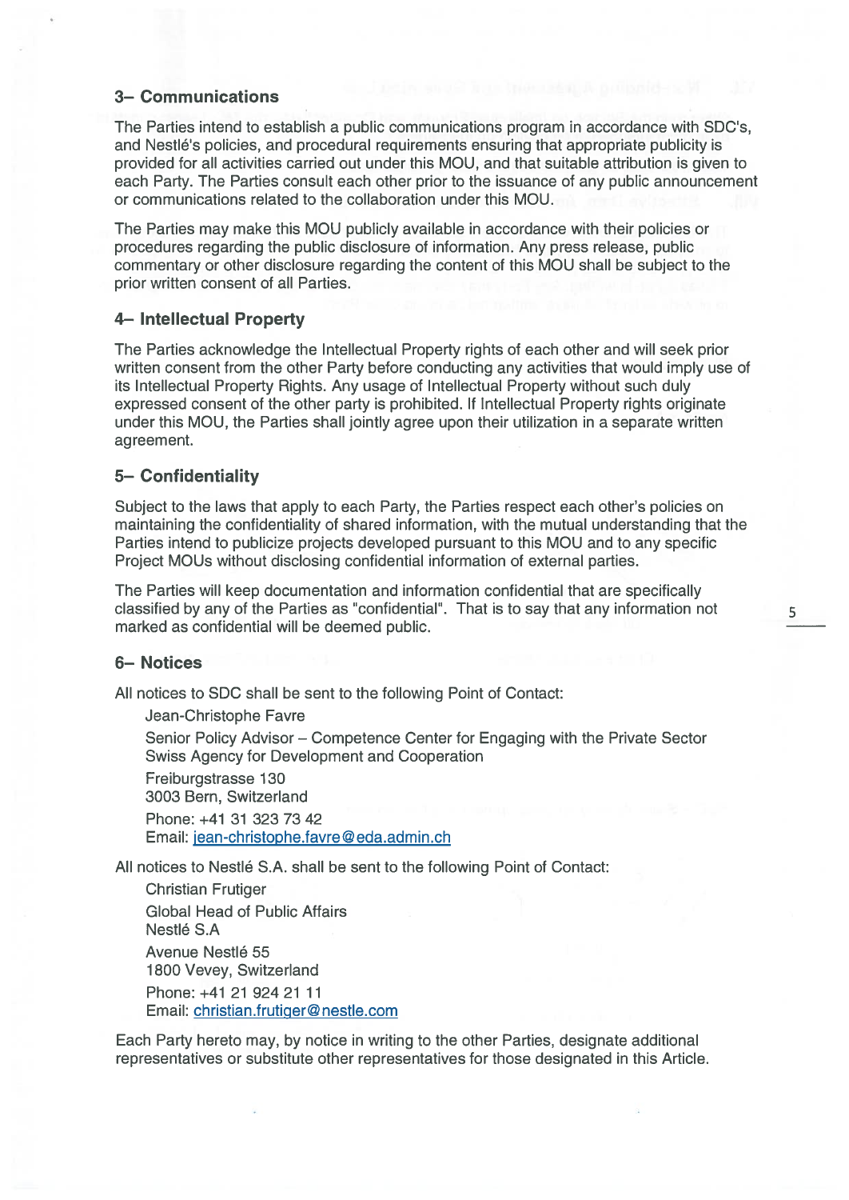## 3– Communications

The Parties intend to establish a public communications program in accordance with SDC's, and Nestlé's policies, and procedural requirements ensuring that appropriate publicity is provided for all activities carried out under this MOU, and that suitable attribution is given to each Party. The Parties consult each other prior to the issuance of any public announcement or communications related to the collaboration under this MOU.

The Parties may make this MOU publicly available in accordance with their policies or procedures regarding the public disclosure of information. Any press release, public commentary or other disclosure regarding the content of this MOU shall be subject to the prior written consent of all Parties.

## 4– Intellectual Property

The Parties acknowledge the Intellectual Property rights of each other and will seek prior written consent from the other Party before conducting any activities that would imply use of its Intellectual Property Rights. Any usage of Intellectual Property without such duly expressed consent of the other party is prohibited. If Intellectual Property rights originate under this MOU, the Parties shall jointly agree upon their utilization in a separate written agreement.

## 5– Confidentiality

Subject to the laws that apply to each Party, the Parties respect each other's policies on maintaining the confidentiality of shared information, with the mutual understanding that the Parties intend to publicize projects developed pursuant to this MOU and to any specific Project MOUs without disclosing confidential information of external parties.

The Parties will keep documentation and information confidential that are specifically classified by any of the Parties as "confidential". That is to say that any information not marked as confidential will be deemed public.

## 6– Notices

All notices to SDC shall be sent to the following Point of Contact:

Jean-Christophe Favre
Senior Policy Advisor – Competence Center for Engaging with the Private Sector
Swiss Agency for Development and Cooperation
Freiburgstrasse 130
3003 Bern, Switzerland
Phone: +41 31 323 73 42
Email: jean-christophe.favre@eda.admin.ch

All notices to Nestlé S.A. shall be sent to the following Point of Contact:

Christian Frutiger
Global Head of Public Affairs
Nestlé S.A
Avenue Nestlé 55
1800 Vevey, Switzerland
Phone: +41 21 924 21 11
Email: christian.frutiger@nestle.com

Each Party hereto may, by notice in writing to the other Parties, designate additional representatives or substitute other representatives for those designated in this Article.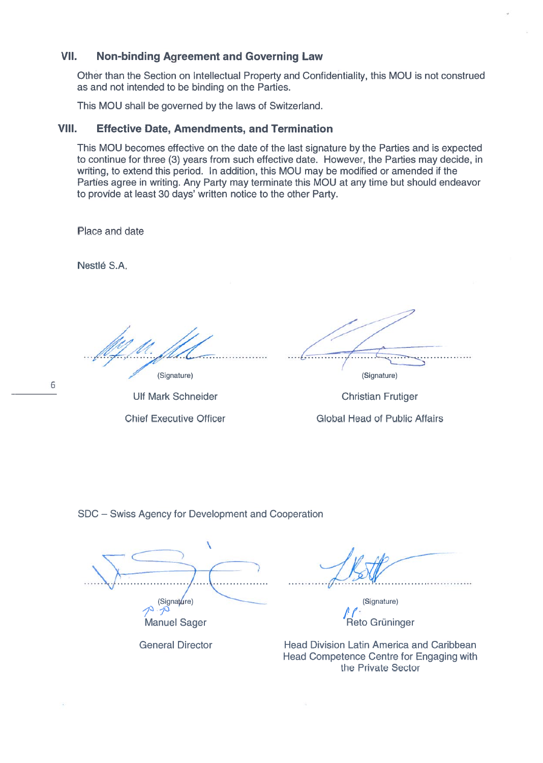## VII. Non-binding Agreement and Governing Law

Other than the Section on Intellectual Property and Confidentiality, this MOU is not construed as and not intended to be binding on the Parties.

This MOU shall be governed by the laws of Switzerland.

## VIII. Effective Date, Amendments, and Termination

This MOU becomes effective on the date of the last signature by the Parties and is expected to continue for three (3) years from such effective date. However, the Parties may decide, in writing, to extend this period. In addition, this MOU may be modified or amended if the Parties agree in writing. Any Party may terminate this MOU at any time but should endeavor to provide at least 30 days' written notice to the other Party.

Place and date

Nestlé S.A.

| (Signature) | (Signature) |
|---|---|
| Ulf Mark Schneider | Christian Frutiger |
| Chief Executive Officer | Global Head of Public Affairs |

SDC – Swiss Agency for Development and Cooperation

| (Signature) | (Signature) |
|---|---|
| p.p. Manuel Sager | i.V. Reto Grüninger |
| General Director | Head Division Latin America and Caribbean<br>Head Competence Centre for Engaging with the Private Sector |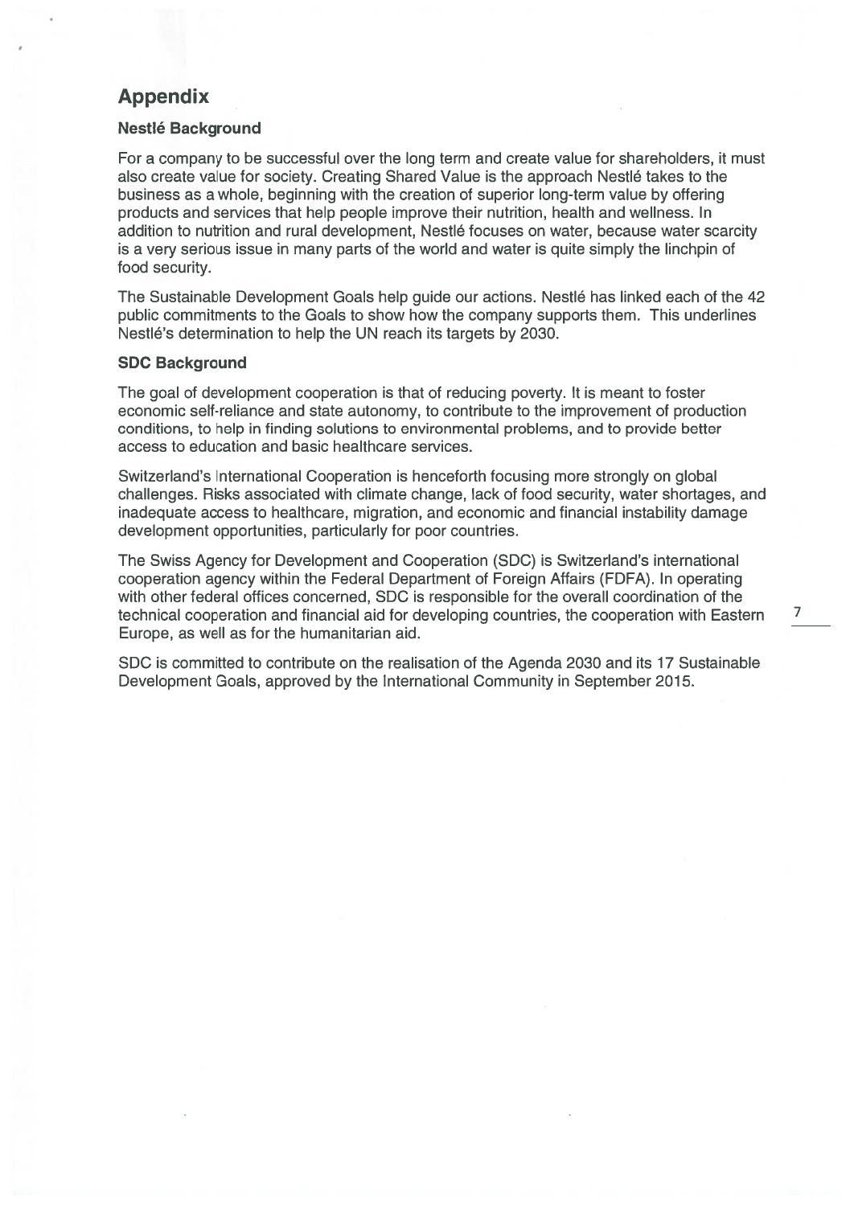# Appendix

### Nestlé Background

For a company to be successful over the long term and create value for shareholders, it must also create value for society. Creating Shared Value is the approach Nestlé takes to the business as a whole, beginning with the creation of superior long-term value by offering products and services that help people improve their nutrition, health and wellness. In addition to nutrition and rural development, Nestlé focuses on water, because water scarcity is a very serious issue in many parts of the world and water is quite simply the linchpin of food security.

The Sustainable Development Goals help guide our actions. Nestlé has linked each of the 42 public commitments to the Goals to show how the company supports them. This underlines Nestlé's determination to help the UN reach its targets by 2030.

### SDC Background

The goal of development cooperation is that of reducing poverty. It is meant to foster economic self-reliance and state autonomy, to contribute to the improvement of production conditions, to help in finding solutions to environmental problems, and to provide better access to education and basic healthcare services.

Switzerland's International Cooperation is henceforth focusing more strongly on global challenges. Risks associated with climate change, lack of food security, water shortages, and inadequate access to healthcare, migration, and economic and financial instability damage development opportunities, particularly for poor countries.

The Swiss Agency for Development and Cooperation (SDC) is Switzerland's international cooperation agency within the Federal Department of Foreign Affairs (FDFA). In operating with other federal offices concerned, SDC is responsible for the overall coordination of the technical cooperation and financial aid for developing countries, the cooperation with Eastern Europe, as well as for the humanitarian aid.

SDC is committed to contribute on the realisation of the Agenda 2030 and its 17 Sustainable Development Goals, approved by the International Community in September 2015.